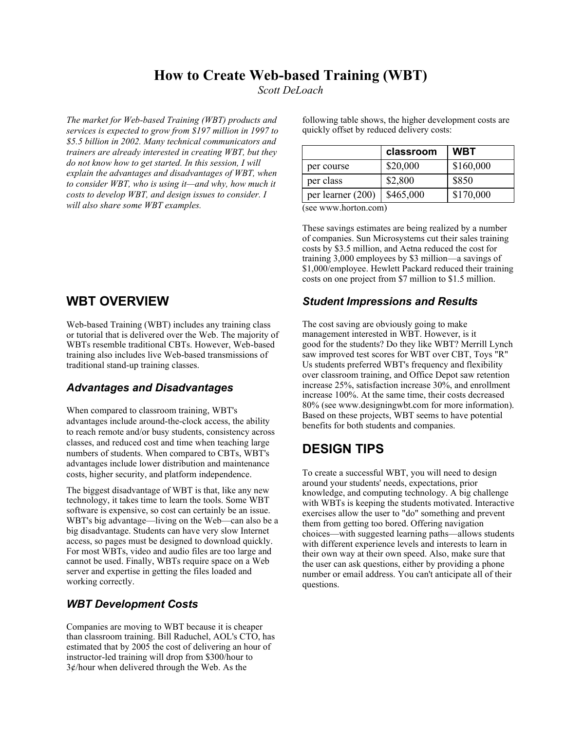# How to Create Web-based Training (WBT)

*Scott DeLoach*

*The market for Web-based Training (WBT) products and services is expected to grow from $197 million in 1997 to $5.5 billion in 2002. Many technical communicators and trainers are already interested in creating WBT, but they do not know how to get started. In this session, I will explain the advantages and disadvantages of WBT, when to consider WBT, who is using it—and why, how much it costs to develop WBT, and design issues to consider. I will also share some WBT examples.*

## WBT OVERVIEW

Web-based Training (WBT) includes any training class or tutorial that is delivered over the Web. The majority of WBTs resemble traditional CBTs. However, Web-based training also includes live Web-based transmissions of traditional stand-up training classes.

### *Advantages and Disadvantages*

When compared to classroom training, WBT's advantages include around-the-clock access, the ability to reach remote and/or busy students, consistency across classes, and reduced cost and time when teaching large numbers of students. When compared to CBTs, WBT's advantages include lower distribution and maintenance costs, higher security, and platform independence.

The biggest disadvantage of WBT is that, like any new technology, it takes time to learn the tools. Some WBT software is expensive, so cost can certainly be an issue. WBT's big advantage—living on the Web—can also be a big disadvantage. Students can have very slow Internet access, so pages must be designed to download quickly. For most WBTs, video and audio files are too large and cannot be used. Finally, WBTs require space on a Web server and expertise in getting the files loaded and working correctly.

### *WBT Development Costs*

Companies are moving to WBT because it is cheaper than classroom training. Bill Raduchel, AOL's CTO, has estimated that by 2005 the cost of delivering an hour of instructor-led training will drop from $300/hour to 3¢/hour when delivered through the Web. As the following table shows, the higher development costs are quickly offset by reduced delivery costs:

| | **classroom** | **WBT** |
|---|---|---|
| per course | $20,000 | $160,000 |
| per class | $2,800 | $850 |
| per learner (200) | $465,000 | $170,000 |

(see www.horton.com)

These savings estimates are being realized by a number of companies. Sun Microsystems cut their sales training costs by $3.5 million, and Aetna reduced the cost for training 3,000 employees by $3 million—a savings of $1,000/employee. Hewlett Packard reduced their training costs on one project from $7 million to $1.5 million.

### *Student Impressions and Results*

The cost saving are obviously going to make management interested in WBT. However, is it good for the students? Do they like WBT? Merrill Lynch saw improved test scores for WBT over CBT, Toys "R" Us students preferred WBT's frequency and flexibility over classroom training, and Office Depot saw retention increase 25%, satisfaction increase 30%, and enrollment increase 100%. At the same time, their costs decreased 80% (see www.designingwbt.com for more information). Based on these projects, WBT seems to have potential benefits for both students and companies.

## DESIGN TIPS

To create a successful WBT, you will need to design around your students' needs, expectations, prior knowledge, and computing technology. A big challenge with WBTs is keeping the students motivated. Interactive exercises allow the user to "do" something and prevent them from getting too bored. Offering navigation choices—with suggested learning paths—allows students with different experience levels and interests to learn in their own way at their own speed. Also, make sure that the user can ask questions, either by providing a phone number or email address. You can't anticipate all of their questions.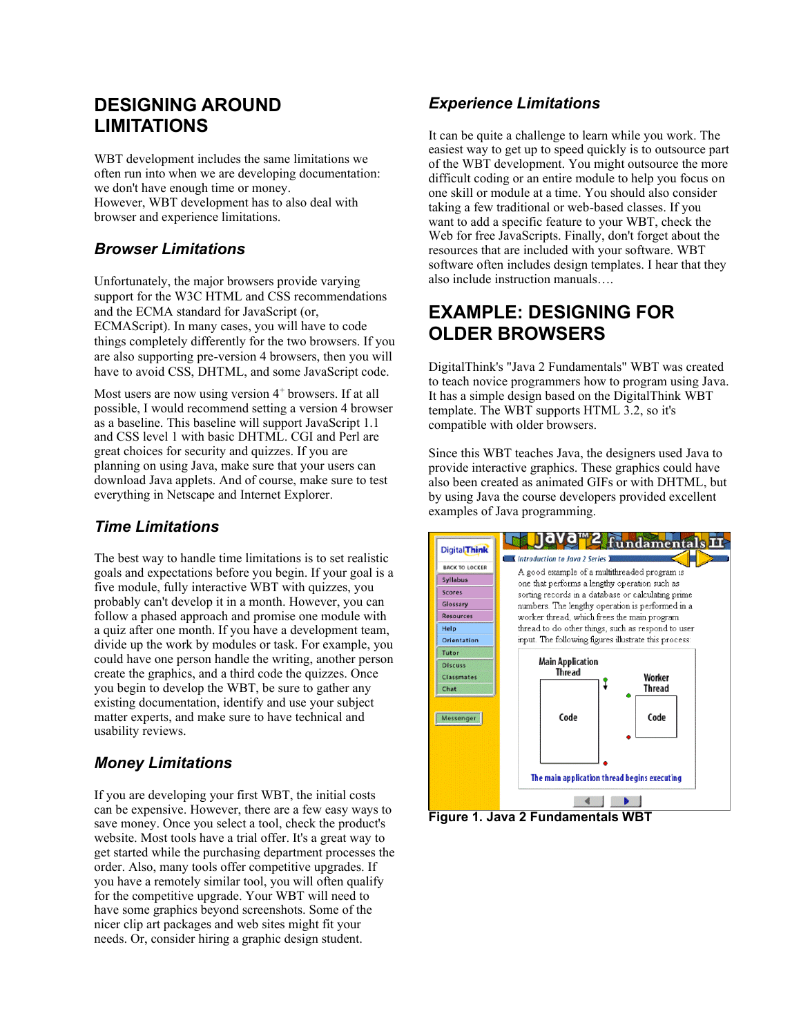## DESIGNING AROUND LIMITATIONS

WBT development includes the same limitations we often run into when we are developing documentation: we don't have enough time or money.
However, WBT development has to also deal with browser and experience limitations.

### *Browser Limitations*

Unfortunately, the major browsers provide varying support for the W3C HTML and CSS recommendations and the ECMA standard for JavaScript (or, ECMAScript). In many cases, you will have to code things completely differently for the two browsers. If you are also supporting pre-version 4 browsers, then you will have to avoid CSS, DHTML, and some JavaScript code.

Most users are now using version $4^+$ browsers. If at all possible, I would recommend setting a version 4 browser as a baseline. This baseline will support JavaScript 1.1 and CSS level 1 with basic DHTML. CGI and Perl are great choices for security and quizzes. If you are planning on using Java, make sure that your users can download Java applets. And of course, make sure to test everything in Netscape and Internet Explorer.

### *Time Limitations*

The best way to handle time limitations is to set realistic goals and expectations before you begin. If your goal is a five module, fully interactive WBT with quizzes, you probably can't develop it in a month. However, you can follow a phased approach and promise one module with a quiz after one month. If you have a development team, divide up the work by modules or task. For example, you could have one person handle the writing, another person create the graphics, and a third code the quizzes. Once you begin to develop the WBT, be sure to gather any existing documentation, identify and use your subject matter experts, and make sure to have technical and usability reviews.

### *Money Limitations*

If you are developing your first WBT, the initial costs can be expensive. However, there are a few easy ways to save money. Once you select a tool, check the product's website. Most tools have a trial offer. It's a great way to get started while the purchasing department processes the order. Also, many tools offer competitive upgrades. If you have a remotely similar tool, you will often qualify for the competitive upgrade. Your WBT will need to have some graphics beyond screenshots. Some of the nicer clip art packages and web sites might fit your needs. Or, consider hiring a graphic design student.

### *Experience Limitations*

It can be quite a challenge to learn while you work. The easiest way to get up to speed quickly is to outsource part of the WBT development. You might outsource the more difficult coding or an entire module to help you focus on one skill or module at a time. You should also consider taking a few traditional or web-based classes. If you want to add a specific feature to your WBT, check the Web for free JavaScripts. Finally, don't forget about the resources that are included with your software. WBT software often includes design templates. I hear that they also include instruction manuals….

## EXAMPLE: DESIGNING FOR OLDER BROWSERS

DigitalThink's "Java 2 Fundamentals" WBT was created to teach novice programmers how to program using Java. It has a simple design based on the DigitalThink WBT template. The WBT supports HTML 3.2, so it's compatible with older browsers.

Since this WBT teaches Java, the designers used Java to provide interactive graphics. These graphics could have also been created as animated GIFs or with DHTML, but by using Java the course developers provided excellent examples of Java programming.

**Figure 1. Java 2 Fundamentals WBT**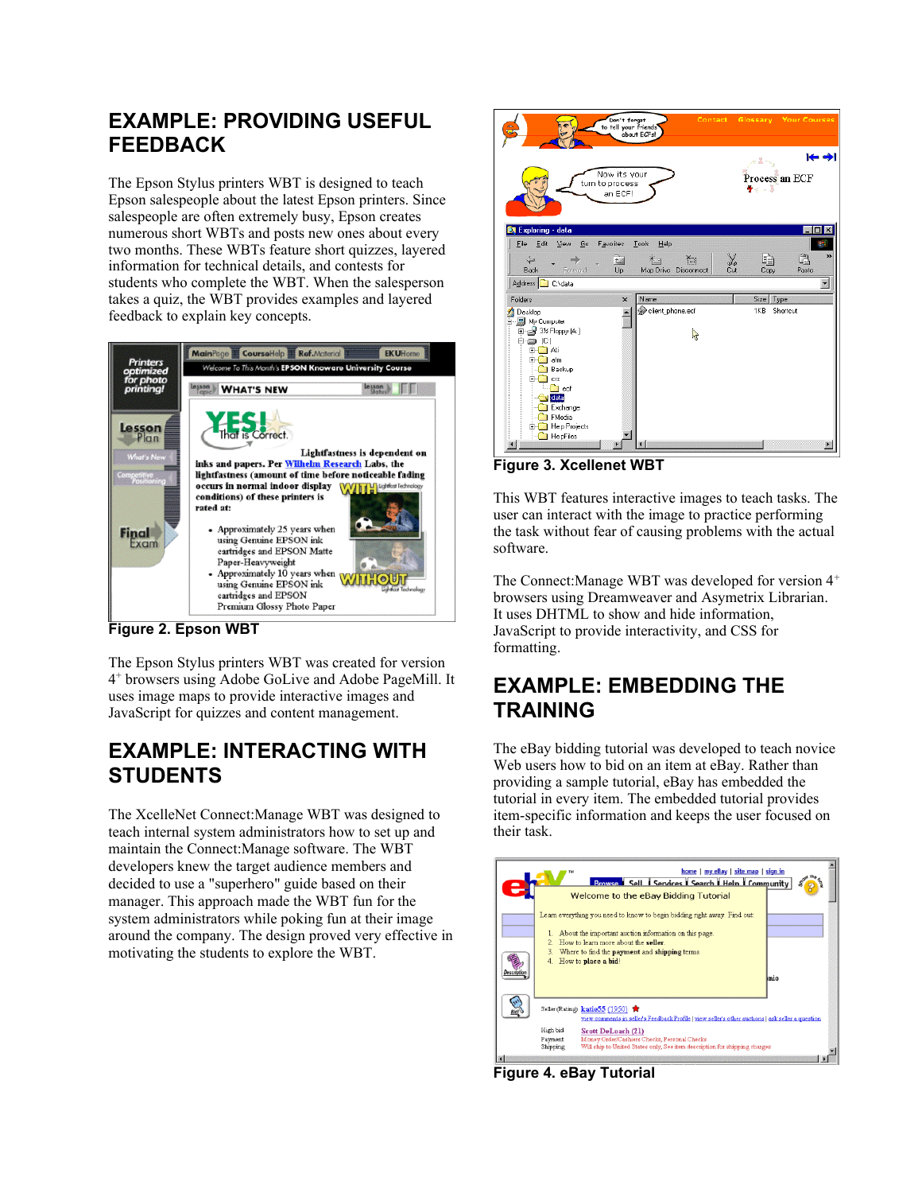## EXAMPLE: PROVIDING USEFUL FEEDBACK

The Epson Stylus printers WBT is designed to teach Epson salespeople about the latest Epson printers. Since salespeople are often extremely busy, Epson creates numerous short WBTs and posts new ones about every two months. These WBTs feature short quizzes, layered information for technical details, and contests for students who complete the WBT. When the salesperson takes a quiz, the WBT provides examples and layered feedback to explain key concepts.

Figure 2. Epson WBT

The Epson Stylus printers WBT was created for version 4+ browsers using Adobe GoLive and Adobe PageMill. It uses image maps to provide interactive images and JavaScript for quizzes and content management.

## EXAMPLE: INTERACTING WITH STUDENTS

The XcelleNet Connect:Manage WBT was designed to teach internal system administrators how to set up and maintain the Connect:Manage software. The WBT developers knew the target audience members and decided to use a "superhero" guide based on their manager. This approach made the WBT fun for the system administrators while poking fun at their image around the company. The design proved very effective in motivating the students to explore the WBT.

Figure 3. Xcellenet WBT

This WBT features interactive images to teach tasks. The user can interact with the image to practice performing the task without fear of causing problems with the actual software.

The Connect:Manage WBT was developed for version 4+ browsers using Dreamweaver and Asymetrix Librarian. It uses DHTML to show and hide information, JavaScript to provide interactivity, and CSS for formatting.

## EXAMPLE: EMBEDDING THE TRAINING

The eBay bidding tutorial was developed to teach novice Web users how to bid on an item at eBay. Rather than providing a sample tutorial, eBay has embedded the tutorial in every item. The embedded tutorial provides item-specific information and keeps the user focused on their task.

Figure 4. eBay Tutorial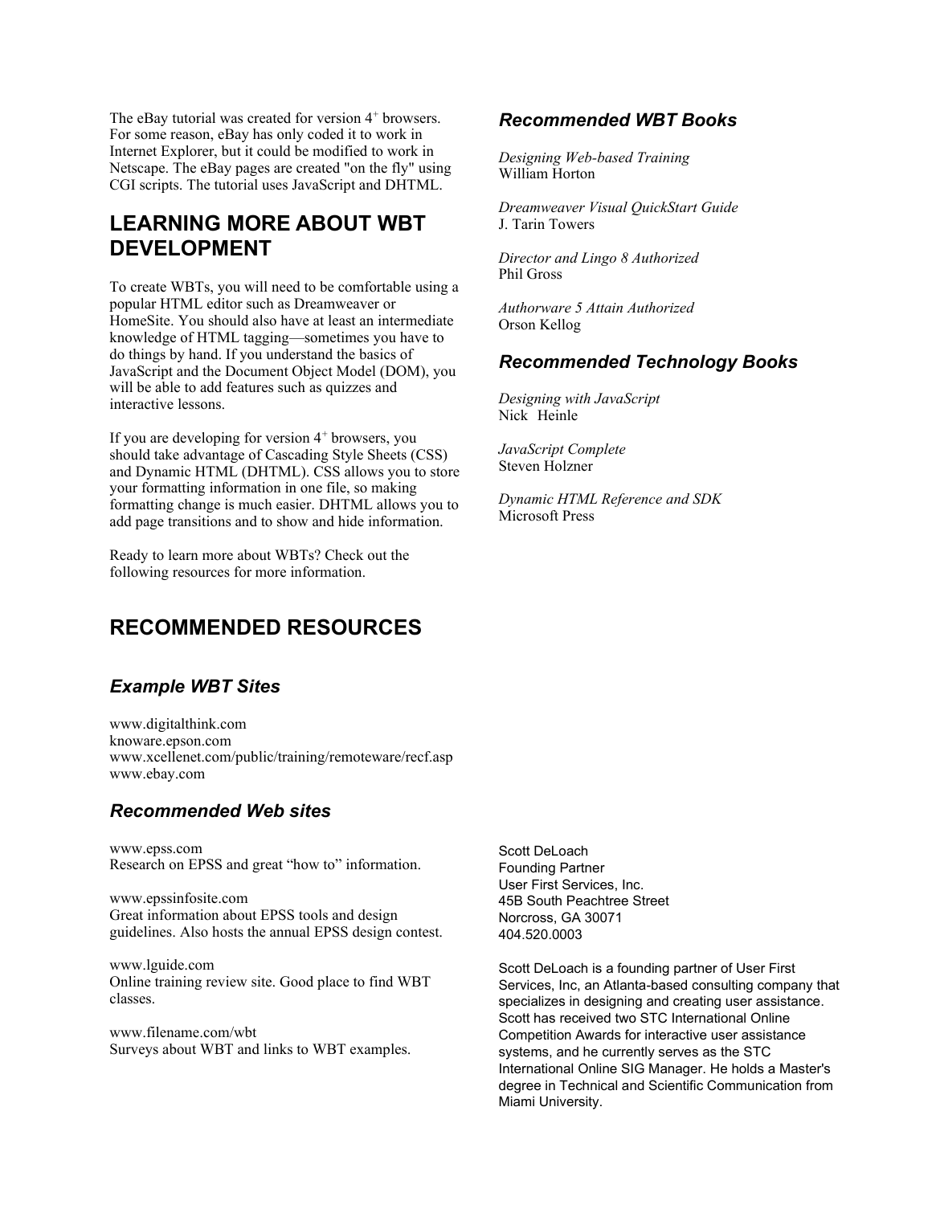The eBay tutorial was created for version 4+ browsers. For some reason, eBay has only coded it to work in Internet Explorer, but it could be modified to work in Netscape. The eBay pages are created "on the fly" using CGI scripts. The tutorial uses JavaScript and DHTML.

## LEARNING MORE ABOUT WBT DEVELOPMENT

To create WBTs, you will need to be comfortable using a popular HTML editor such as Dreamweaver or HomeSite. You should also have at least an intermediate knowledge of HTML tagging—sometimes you have to do things by hand. If you understand the basics of JavaScript and the Document Object Model (DOM), you will be able to add features such as quizzes and interactive lessons.

If you are developing for version 4+ browsers, you should take advantage of Cascading Style Sheets (CSS) and Dynamic HTML (DHTML). CSS allows you to store your formatting information in one file, so making formatting change is much easier. DHTML allows you to add page transitions and to show and hide information.

Ready to learn more about WBTs? Check out the following resources for more information.

## RECOMMENDED RESOURCES

### *Example WBT Sites*

www.digitalthink.com
knoware.epson.com
www.xcellenet.com/public/training/remoteware/recf.asp
www.ebay.com

### *Recommended Web sites*

www.epss.com
Research on EPSS and great "how to" information.

www.epssinfosite.com
Great information about EPSS tools and design guidelines. Also hosts the annual EPSS design contest.

www.lguide.com
Online training review site. Good place to find WBT classes.

www.filename.com/wbt
Surveys about WBT and links to WBT examples.

### *Recommended WBT Books*

*Designing Web-based Training*
William Horton

*Dreamweaver Visual QuickStart Guide*
J. Tarin Towers

*Director and Lingo 8 Authorized*
Phil Gross

*Authorware 5 Attain Authorized*
Orson Kellog

### *Recommended Technology Books*

*Designing with JavaScript*
Nick Heinle

*JavaScript Complete*
Steven Holzner

*Dynamic HTML Reference and SDK*
Microsoft Press

Scott DeLoach
Founding Partner
User First Services, Inc.
45B South Peachtree Street
Norcross, GA 30071
404.520.0003

Scott DeLoach is a founding partner of User First Services, Inc, an Atlanta-based consulting company that specializes in designing and creating user assistance. Scott has received two STC International Online Competition Awards for interactive user assistance systems, and he currently serves as the STC International Online SIG Manager. He holds a Master's degree in Technical and Scientific Communication from Miami University.